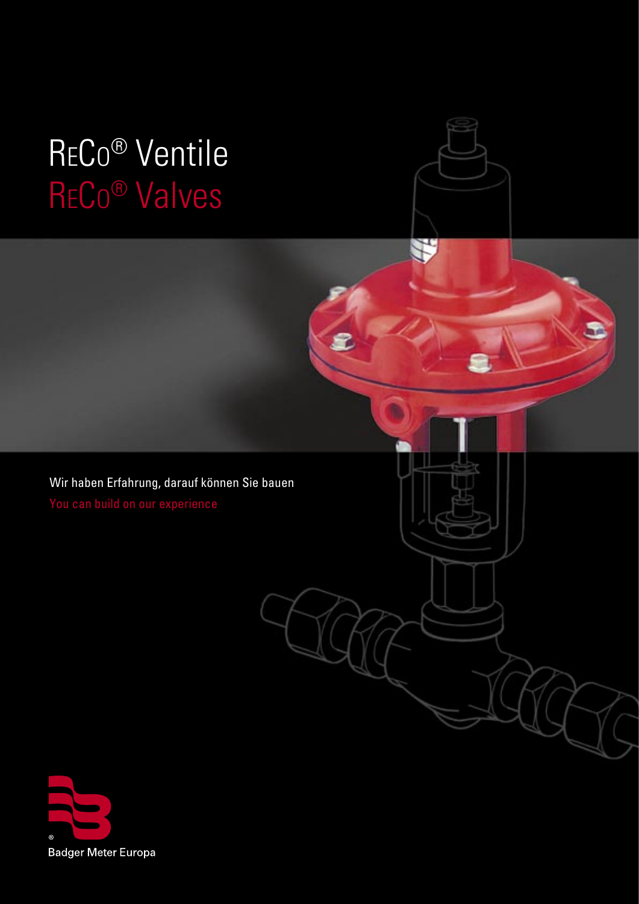# ReCo® Ventile

# ReCo® Valves

Wir haben Erfahrung, darauf können Sie bauen

You can build on our experience

Badger Meter Europa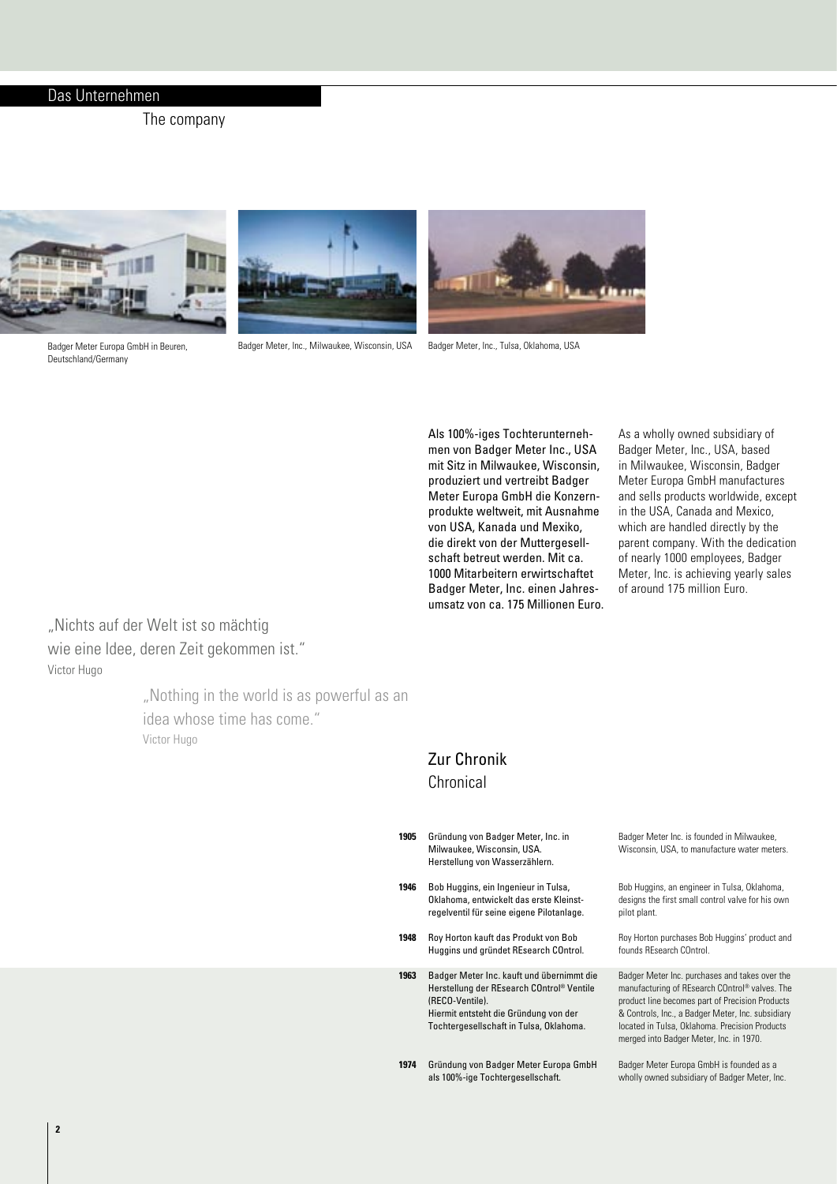## Das Unternehmen

### The company

Badger Meter Europa GmbH in Beuren, Deutschland/Germany

Badger Meter, Inc., Milwaukee, Wisconsin, USA

Badger Meter, Inc., Tulsa, Oklahoma, USA

Als 100%-iges Tochterunternehmen von Badger Meter Inc., USA mit Sitz in Milwaukee, Wisconsin, produziert und vertreibt Badger Meter Europa GmbH die Konzernprodukte weltweit, mit Ausnahme von USA, Kanada und Mexiko, die direkt von der Muttergesellschaft betreut werden. Mit ca. 1000 Mitarbeitern erwirtschaftet Badger Meter, Inc. einen Jahresumsatz von ca. 175 Millionen Euro.

As a wholly owned subsidiary of Badger Meter, Inc., USA, based in Milwaukee, Wisconsin, Badger Meter Europa GmbH manufactures and sells products worldwide, except in the USA, Canada and Mexico, which are handled directly by the parent company. With the dedication of nearly 1000 employees, Badger Meter, Inc. is achieving yearly sales of around 175 million Euro.

„Nichts auf der Welt ist so mächtig wie eine Idee, deren Zeit gekommen ist."
Victor Hugo

„Nothing in the world is as powerful as an idea whose time has come."
Victor Hugo

## Zur Chronik

### Chronical

**1905** Gründung von Badger Meter, Inc. in Milwaukee, Wisconsin, USA. Herstellung von Wasserzählern.

Badger Meter Inc. is founded in Milwaukee, Wisconsin, USA, to manufacture water meters.

**1946** Bob Huggins, ein Ingenieur in Tulsa, Oklahoma, entwickelt das erste Kleinstregelventil für seine eigene Pilotanlage.

Bob Huggins, an engineer in Tulsa, Oklahoma, designs the first small control valve for his own pilot plant.

**1948** Roy Horton kauft das Produkt von Bob Huggins und gründet REsearch COntrol.

Roy Horton purchases Bob Huggins' product and founds REsearch COntrol.

**1963** Badger Meter Inc. kauft und übernimmt die Herstellung der REsearch COntrol® Ventile (RECO-Ventile). Hiermit entsteht die Gründung von der Tochtergesellschaft in Tulsa, Oklahoma.

Badger Meter Inc. purchases and takes over the manufacturing of REsearch COntrol® valves. The product line becomes part of Precision Products & Controls, Inc., a Badger Meter, Inc. subsidiary located in Tulsa, Oklahoma. Precision Products merged into Badger Meter, Inc. in 1970.

**1974** Gründung von Badger Meter Europa GmbH als 100%-ige Tochtergesellschaft.

Badger Meter Europa GmbH is founded as a wholly owned subsidiary of Badger Meter, Inc.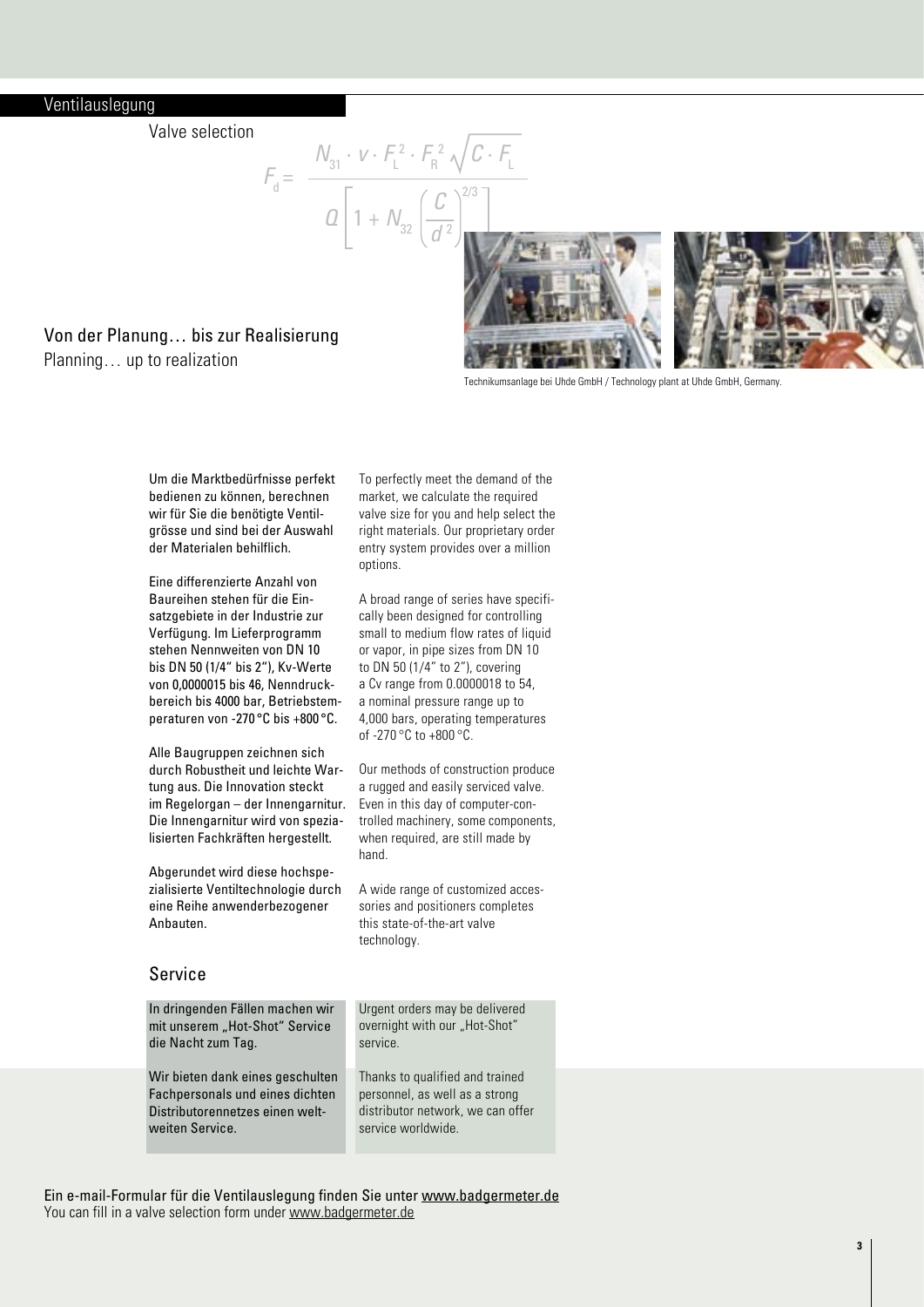## Ventilauslegung

Valve selection

$$F_d = \frac{N_{31} \cdot v \cdot F_L^2 \cdot F_R^2 \sqrt{C \cdot F_L}}{Q \left[ 1 + N_{32} \left( \frac{C}{d^2} \right)^{2/3} \right]}$$

## Von der Planung… bis zur Realisierung

Planning… up to realization

Technikumsanlage bei Uhde GmbH / Technology plant at Uhde GmbH, Germany.

Um die Marktbedürfnisse perfekt bedienen zu können, berechnen wir für Sie die benötigte Ventilgrösse und sind bei der Auswahl der Materialen behilflich.

Eine differenzierte Anzahl von Baureihen stehen für die Einsatzgebiete in der Industrie zur Verfügung. Im Lieferprogramm stehen Nennweiten von DN 10 bis DN 50 (1/4" bis 2"), Kv-Werte von 0,0000015 bis 46, Nenndruckbereich bis 4000 bar, Betriebstemperaturen von -270 °C bis +800 °C.

Alle Baugruppen zeichnen sich durch Robustheit und leichte Wartung aus. Die Innovation steckt im Regelorgan – der Innengarnitur. Die Innengarnitur wird von spezialisierten Fachkräften hergestellt.

Abgerundet wird diese hochspezialisierte Ventiltechnologie durch eine Reihe anwenderbezogener Anbauten.

To perfectly meet the demand of the market, we calculate the required valve size for you and help select the right materials. Our proprietary order entry system provides over a million options.

A broad range of series have specifically been designed for controlling small to medium flow rates of liquid or vapor, in pipe sizes from DN 10 to DN 50 (1/4" to 2"), covering a Cv range from 0.0000018 to 54, a nominal pressure range up to 4,000 bars, operating temperatures of -270 °C to +800 °C.

Our methods of construction produce a rugged and easily serviced valve. Even in this day of computer-controlled machinery, some components, when required, are still made by hand.

A wide range of customized accessories and positioners completes this state-of-the-art valve technology.

## Service

In dringenden Fällen machen wir mit unserem „Hot-Shot" Service die Nacht zum Tag.

Wir bieten dank eines geschulten Fachpersonals und eines dichten Distributorennetzes einen weltweiten Service.

Urgent orders may be delivered overnight with our „Hot-Shot" service.

Thanks to qualified and trained personnel, as well as a strong distributor network, we can offer service worldwide.

Ein e-mail-Formular für die Ventilauslegung finden Sie unter www.badgermeter.de
You can fill in a valve selection form under www.badgermeter.de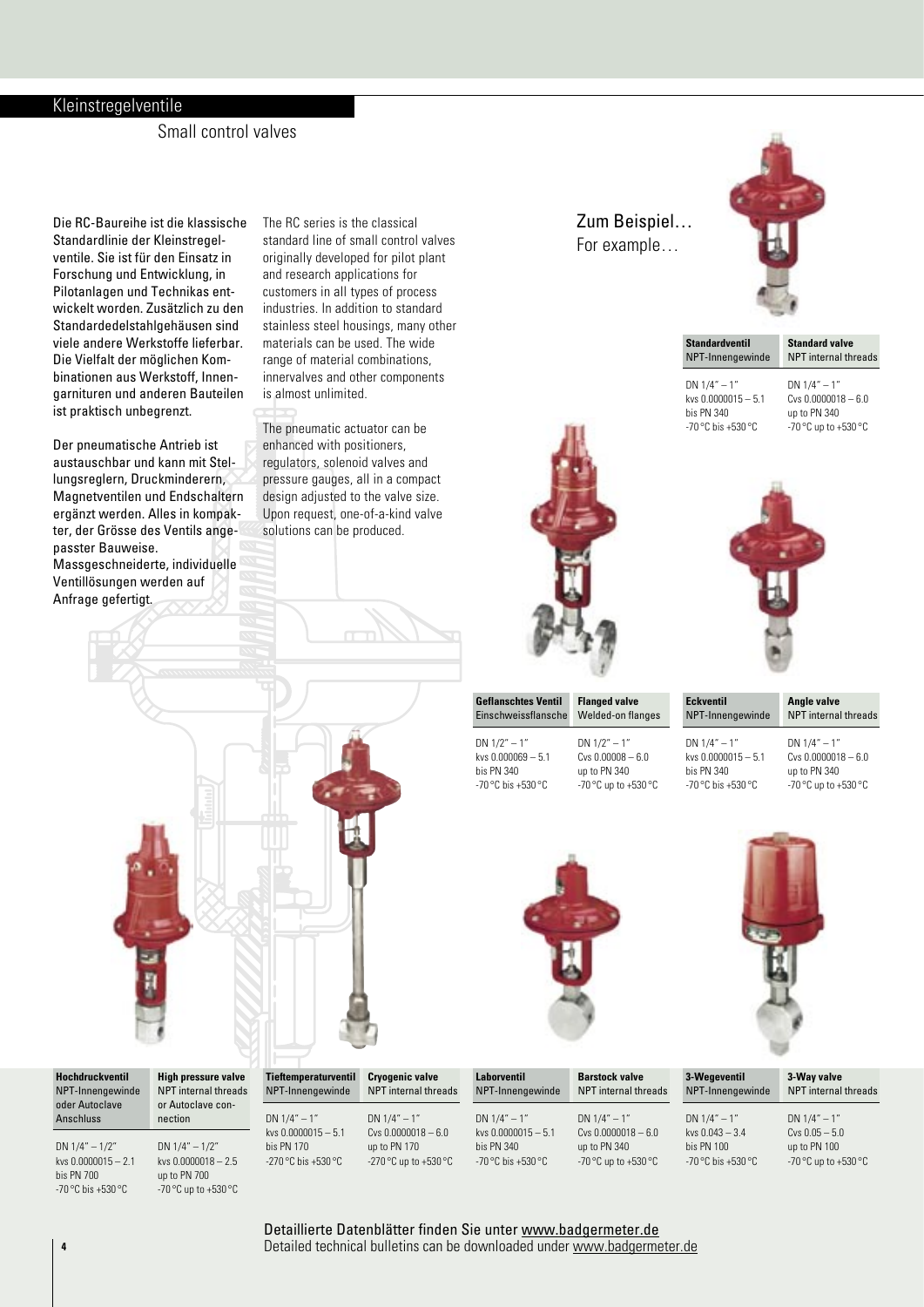# Kleinstregelventile

## Small control valves

Die RC-Baureihe ist die klassische Standardlinie der Kleinstregelventile. Sie ist für den Einsatz in Forschung und Entwicklung, in Pilotanlagen und Technikas entwickelt worden. Zusätzlich zu den Standardedelstahlgehäusen sind viele andere Werkstoffe lieferbar. Die Vielfalt der möglichen Kombinationen aus Werkstoff, Innengarnituren und anderen Bauteilen ist praktisch unbegrenzt.

Der pneumatische Antrieb ist austauschbar und kann mit Stellungsreglern, Druckminderern, Magnetventilen und Endschaltern ergänzt werden. Alles in kompakter, der Grösse des Ventils angepasster Bauweise.
Massgeschneiderte, individuelle Ventillösungen werden auf Anfrage gefertigt.

The RC series is the classical standard line of small control valves originally developed for pilot plant and research applications for customers in all types of process industries. In addition to standard stainless steel housings, many other materials can be used. The wide range of material combinations, innervalves and other components is almost unlimited.

The pneumatic actuator can be enhanced with positioners, regulators, solenoid valves and pressure gauges, all in a compact design adjusted to the valve size. Upon request, one-of-a-kind valve solutions can be produced.

### Zum Beispiel…
### For example…

| **Standardventil** NPT-Innengewinde | **Standard valve** NPT internal threads |
|---|---|
| DN 1/4" – 1" | DN 1/4" – 1" |
| kvs 0.0000015 – 5.1 | Cvs 0.0000018 – 6.0 |
| bis PN 340 | up to PN 340 |
| -70 °C bis +530 °C | -70 °C up to +530 °C |

| **Geflanschtes Ventil** Einschweissflansche | **Flanged valve** Welded-on flanges |
|---|---|
| DN 1/2" – 1" | DN 1/2" – 1" |
| kvs 0.000069 – 5.1 | Cvs 0.00008 – 6.0 |
| bis PN 340 | up to PN 340 |
| -70 °C bis +530 °C | -70 °C up to +530 °C |

| **Eckventil** NPT-Innengewinde | **Angle valve** NPT internal threads |
|---|---|
| DN 1/4" – 1" | DN 1/4" – 1" |
| kvs 0.0000015 – 5.1 | Cvs 0.0000018 – 6.0 |
| bis PN 340 | up to PN 340 |
| -70 °C bis +530 °C | -70 °C up to +530 °C |

| **Hochdruckventil** NPT-Innengewinde oder Autoclave Anschluss | **High pressure valve** NPT internal threads or Autoclave connection |
|---|---|
| DN 1/4" – 1/2" | DN 1/4" – 1/2" |
| kvs 0.0000015 – 2.1 | kvs 0.0000018 – 2.5 |
| bis PN 700 | up to PN 700 |
| -70 °C bis +530 °C | -70 °C up to +530 °C |

| **Tieftemperaturventil** NPT-Innengewinde | **Cryogenic valve** NPT internal threads |
|---|---|
| DN 1/4" – 1" | DN 1/4" – 1" |
| kvs 0.0000015 – 5.1 | Cvs 0.0000018 – 6.0 |
| bis PN 170 | up to PN 170 |
| -270 °C bis +530 °C | -270 °C up to +530 °C |

| **Laborventil** NPT-Innengewinde | **Barstock valve** NPT internal threads |
|---|---|
| DN 1/4" – 1" | DN 1/4" – 1" |
| kvs 0.0000015 – 5.1 | Cvs 0.0000018 – 6.0 |
| bis PN 340 | up to PN 340 |
| -70 °C bis +530 °C | -70 °C up to +530 °C |

| **3-Wegeventil** NPT-Innengewinde | **3-Way valve** NPT internal threads |
|---|---|
| DN 1/4" – 1" | DN 1/4" – 1" |
| kvs 0.043 – 3.4 | Cvs 0.05 – 5.0 |
| bis PN 100 | up to PN 100 |
| -70 °C bis +530 °C | -70 °C up to +530 °C |

Detaillierte Datenblätter finden Sie unter www.badgermeter.de
Detailed technical bulletins can be downloaded under www.badgermeter.de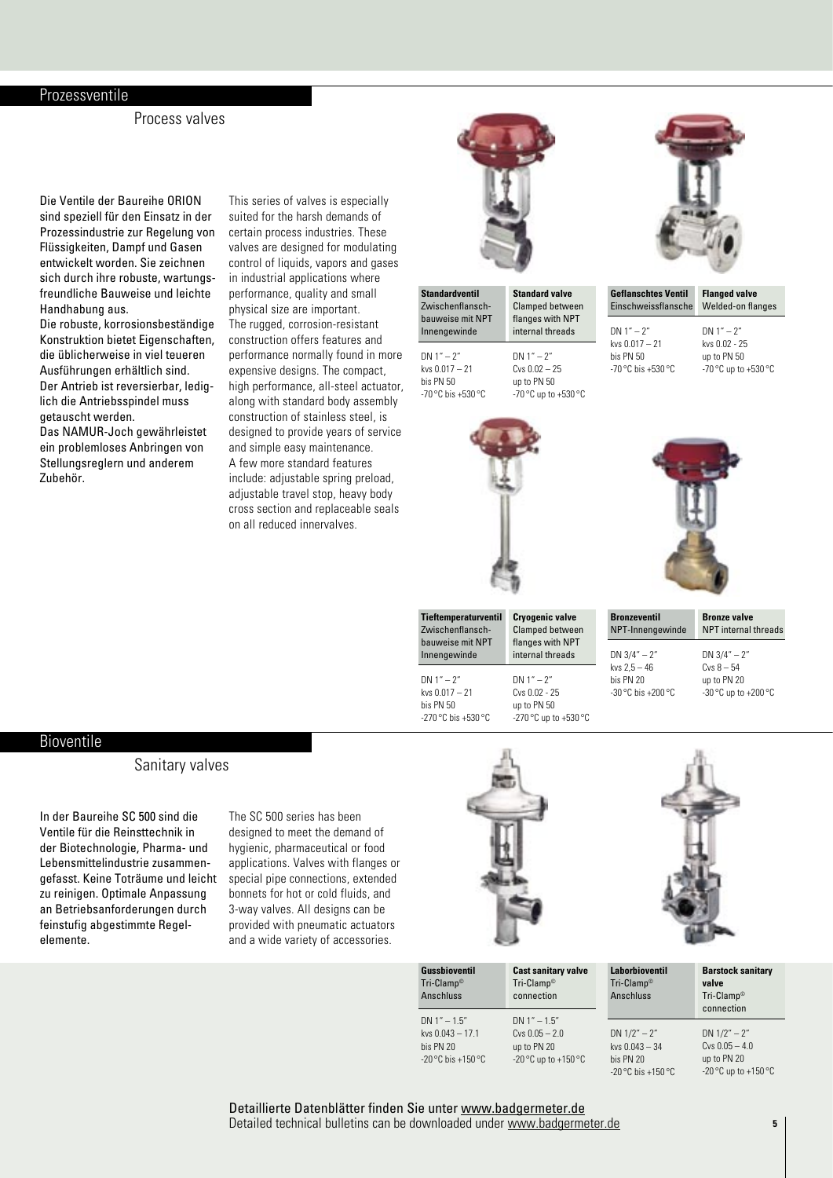## Prozessventile

### Process valves

Die Ventile der Baureihe ORION sind speziell für den Einsatz in der Prozessindustrie zur Regelung von Flüssigkeiten, Dampf und Gasen entwickelt worden. Sie zeichnen sich durch ihre robuste, wartungsfreundliche Bauweise und leichte Handhabung aus.
Die robuste, korrosionsbeständige Konstruktion bietet Eigenschaften, die üblicherweise in viel teueren Ausführungen erhältlich sind.
Der Antrieb ist reversierbar, lediglich die Antriebsspindel muss getauscht werden.
Das NAMUR-Joch gewährleistet ein problemloses Anbringen von Stellungsreglern und anderem Zubehör.

This series of valves is especially suited for the harsh demands of certain process industries. These valves are designed for modulating control of liquids, vapors and gases in industrial applications where performance, quality and small physical size are important.
The rugged, corrosion-resistant construction offers features and performance normally found in more expensive designs. The compact, high performance, all-steel actuator, along with standard body assembly construction of stainless steel, is designed to provide years of service and simple easy maintenance.
A few more standard features include: adjustable spring preload, adjustable travel stop, heavy body cross section and replaceable seals on all reduced innervalves.

| **Standardventil** Zwischenflanschbauweise mit NPT Innengewinde | **Standard valve** Clamped between flanges with NPT internal threads |
|---|---|
| DN 1" – 2"<br>kvs 0.017 – 21<br>bis PN 50<br>-70 °C bis +530 °C | DN 1" – 2"<br>Cvs 0.02 – 25<br>up to PN 50<br>-70 °C up to +530 °C |

| **Geflanschtes Ventil** Einschweissflansche | **Flanged valve** Welded-on flanges |
|---|---|
| DN 1" – 2"<br>kvs 0.017 – 21<br>bis PN 50<br>-70 °C bis +530 °C | DN 1" – 2"<br>kvs 0.02 - 25<br>up to PN 50<br>-70 °C up to +530 °C |

| **Tieftemperaturventil** Zwischenflanschbauweise mit NPT Innengewinde | **Cryogenic valve** Clamped between flanges with NPT internal threads |
|---|---|
| DN 1" – 2"<br>kvs 0.017 – 21<br>bis PN 50<br>-270 °C bis +530 °C | DN 1" – 2"<br>Cvs 0.02 - 25<br>up to PN 50<br>-270 °C up to +530 °C |

| **Bronzeventil** NPT-Innengewinde | **Bronze valve** NPT internal threads |
|---|---|
| DN 3/4" – 2"<br>kvs 2,5 – 46<br>bis PN 20<br>-30 °C bis +200 °C | DN 3/4" – 2"<br>Cvs 8 – 54<br>up to PN 20<br>-30 °C up to +200 °C |

## Bioventile

### Sanitary valves

In der Baureihe SC 500 sind die Ventile für die Reinsttechnik in der Biotechnologie, Pharma- und Lebensmittelindustrie zusammengefasst. Keine Toträume und leicht zu reinigen. Optimale Anpassung an Betriebsanforderungen durch feinstufig abgestimmte Regelelemente.

The SC 500 series has been designed to meet the demand of hygienic, pharmaceutical or food applications. Valves with flanges or special pipe connections, extended bonnets for hot or cold fluids, and 3-way valves. All designs can be provided with pneumatic actuators and a wide variety of accessories.

| **Gussbioventil** Tri-Clamp© Anschluss | **Cast sanitary valve** Tri-Clamp© connection |
|---|---|
| DN 1" – 1.5"<br>kvs 0.043 – 17.1<br>bis PN 20<br>-20 °C bis +150 °C | DN 1" – 1.5"<br>Cvs 0.05 – 2.0<br>up to PN 20<br>-20 °C up to +150 °C |

| **Laborbioventil** Tri-Clamp© Anschluss | **Barstock sanitary valve** Tri-Clamp© connection |
|---|---|
| DN 1/2" – 2"<br>kvs 0.043 – 34<br>bis PN 20<br>-20 °C bis +150 °C | DN 1/2" – 2"<br>Cvs 0.05 – 4.0<br>up to PN 20<br>-20 °C up to +150 °C |

Detaillierte Datenblätter finden Sie unter www.badgermeter.de
Detailed technical bulletins can be downloaded under www.badgermeter.de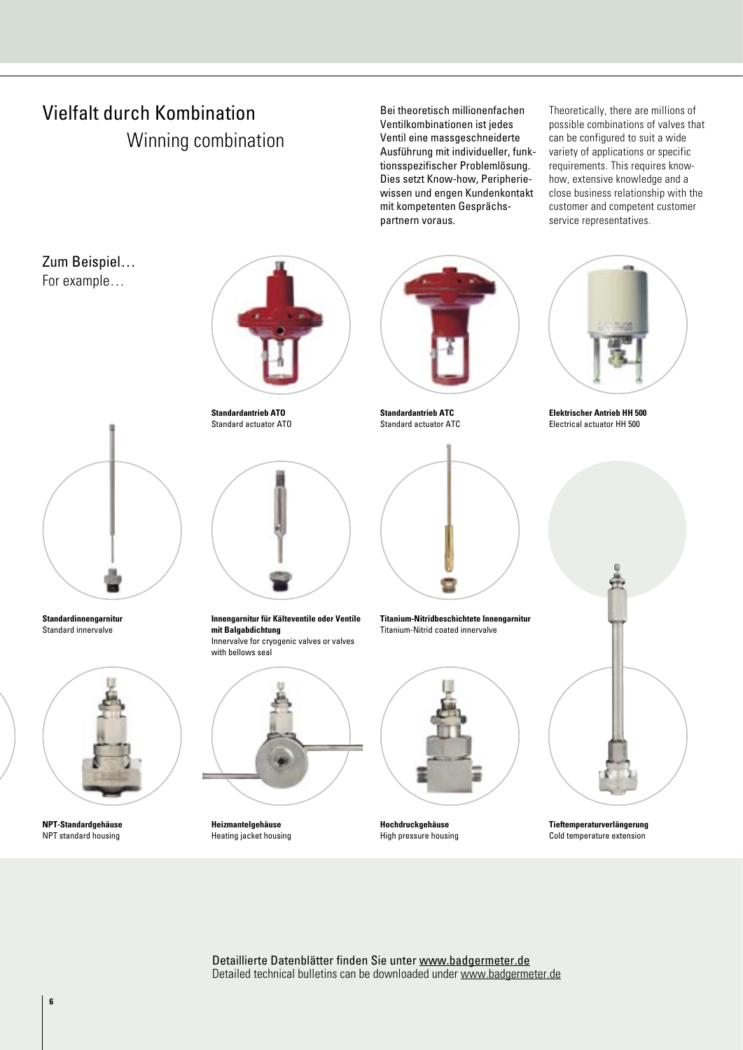# Vielfalt durch Kombination

## Winning combination

Bei theoretisch millionenfachen Ventilkombinationen ist jedes Ventil eine massgeschneiderte Ausführung mit individueller, funktionsspezifischer Problemlösung. Dies setzt Know-how, Peripheriewissen und engen Kundenkontakt mit kompetenten Gesprächspartnern voraus.

Theoretically, there are millions of possible combinations of valves that can be configured to suit a wide variety of applications or specific requirements. This requires know-how, extensive knowledge and a close business relationship with the customer and competent customer service representatives.

Zum Beispiel…
For example…

**Standardantrieb ATO**
Standard actuator ATO

**Standardantrieb ATC**
Standard actuator ATC

**Elektrischer Antrieb HH 500**
Electrical actuator HH 500

**Standardinnengarnitur**
Standard innervalve

**Innengarnitur für Kälteventile oder Ventile mit Balgabdichtung**
Innervalve for cryogenic valves or valves with bellows seal

**Titanium-Nitridbeschichtete Innengarnitur**
Titanium-Nitrid coated innervalve

**NPT-Standardgehäuse**
NPT standard housing

**Heizmantelgehäuse**
Heating jacket housing

**Hochdruckgehäuse**
High pressure housing

**Tieftemperaturverlängerung**
Cold temperature extension

Detaillierte Datenblätter finden Sie unter www.badgermeter.de
Detailed technical bulletins can be downloaded under www.badgermeter.de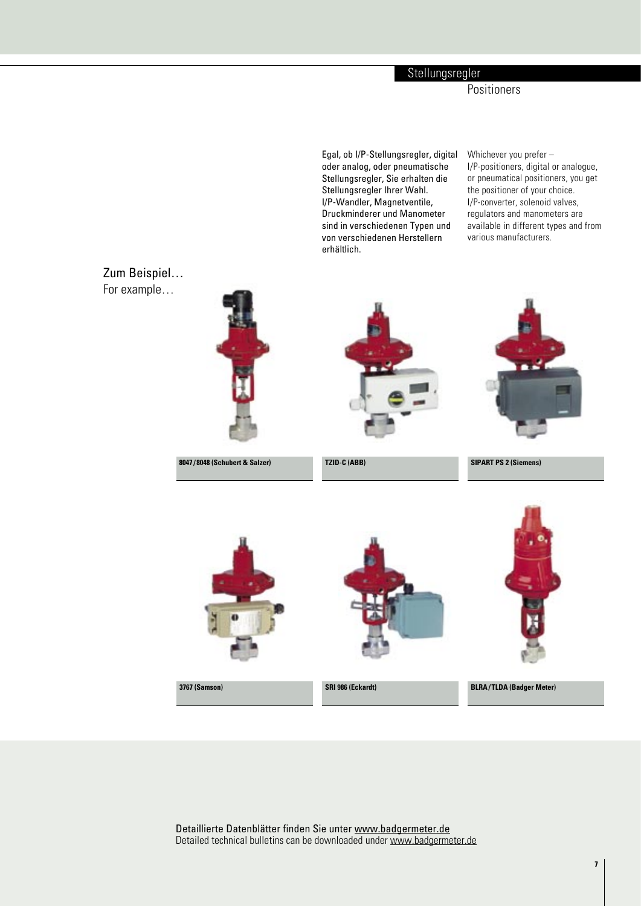# Stellungsregler

## Positioners

Egal, ob I/P-Stellungsregler, digital oder analog, oder pneumatische Stellungsregler, Sie erhalten die Stellungsregler Ihrer Wahl. I/P-Wandler, Magnetventile, Druckminderer und Manometer sind in verschiedenen Typen und von verschiedenen Herstellern erhältlich.

Whichever you prefer – I/P-positioners, digital or analogue, or pneumatical positioners, you get the positioner of your choice. I/P-converter, solenoid valves, regulators and manometers are available in different types and from various manufacturers.

### Zum Beispiel…

### For example…

**8047/8048 (Schubert & Salzer)**

**TZID-C (ABB)**

**SIPART PS 2 (Siemens)**

**3767 (Samson)**

**SRI 986 (Eckardt)**

**BLRA/TLDA (Badger Meter)**

Detaillierte Datenblätter finden Sie unter www.badgermeter.de
Detailed technical bulletins can be downloaded under www.badgermeter.de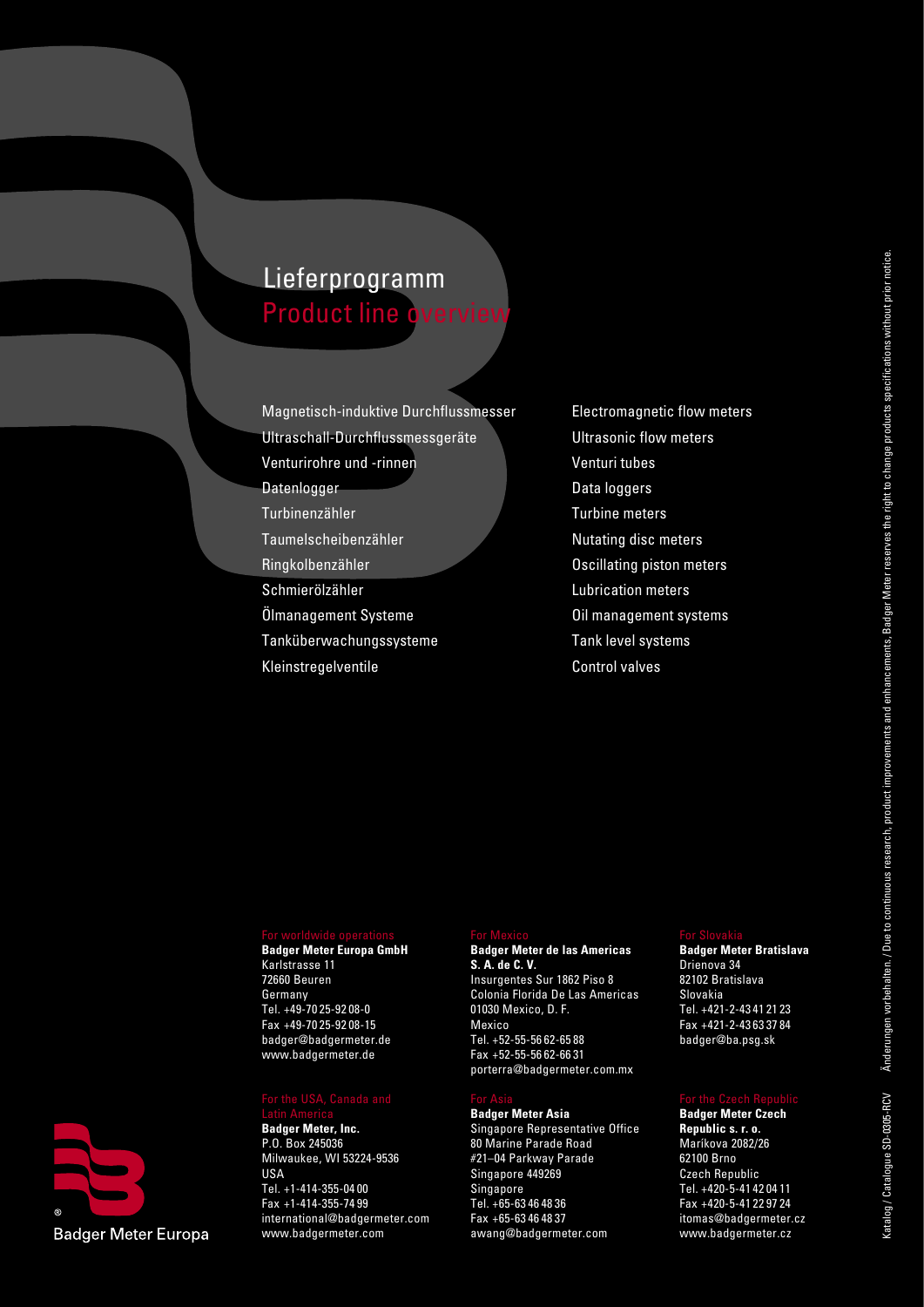# Lieferprogramm

## Product line overview

| | |
|---|---|
| Magnetisch-induktive Durchflussmesser | Electromagnetic flow meters |
| Ultraschall-Durchflussmessgeräte | Ultrasonic flow meters |
| Venturirohre und -rinnen | Venturi tubes |
| Datenlogger | Data loggers |
| Turbinenzähler | Turbine meters |
| Taumelscheibenzähler | Nutating disc meters |
| Ringkolbenzähler | Oscillating piston meters |
| Schmierölzähler | Lubrication meters |
| Ölmanagement Systeme | Oil management systems |
| Tanküberwachungssysteme | Tank level systems |
| Kleinstregelventile | Control valves |

For worldwide operations
**Badger Meter Europa GmbH**
Karlstrasse 11
72660 Beuren
Germany
Tel. +49-70 25-92 08-0
Fax +49-70 25-92 08-15
badger@badgermeter.de
www.badgermeter.de

For the USA, Canada and Latin America
**Badger Meter, Inc.**
P.O. Box 245036
Milwaukee, WI 53224-9536
USA
Tel. +1-414-355-04 00
Fax +1-414-355-74 99
international@badgermeter.com
www.badgermeter.com

For Mexico
**Badger Meter de las Americas S. A. de C. V.**
Insurgentes Sur 1862 Piso 8
Colonia Florida De Las Americas
01030 Mexico, D. F.
Mexico
Tel. +52-55-56 62-65 88
Fax +52-55-56 62-66 31
porterra@badgermeter.com.mx

For Asia
**Badger Meter Asia**
Singapore Representative Office
80 Marine Parade Road
#21–04 Parkway Parade
Singapore 449269
Singapore
Tel. +65-63 46 48 36
Fax +65-63 46 48 37
awang@badgermeter.com

For Slovakia
**Badger Meter Bratislava**
Drienova 34
82102 Bratislava
Slovakia
Tel. +421-2-43 41 21 23
Fax +421-2-43 63 37 84
badger@ba.psg.sk

For the Czech Republic
**Badger Meter Czech Republic s. r. o.**
Maríkova 2082/26
62100 Brno
Czech Republic
Tel. +420-5-41 42 04 11
Fax +420-5-41 22 97 24
itomas@badgermeter.cz
www.badgermeter.cz

® Badger Meter Europa

Katalog / Catalogue SD-0305-RCV Änderungen vorbehalten. / Due to continuous research, product improvements and enhancements, Badger Meter reserves the right to change products specifications without prior notice.